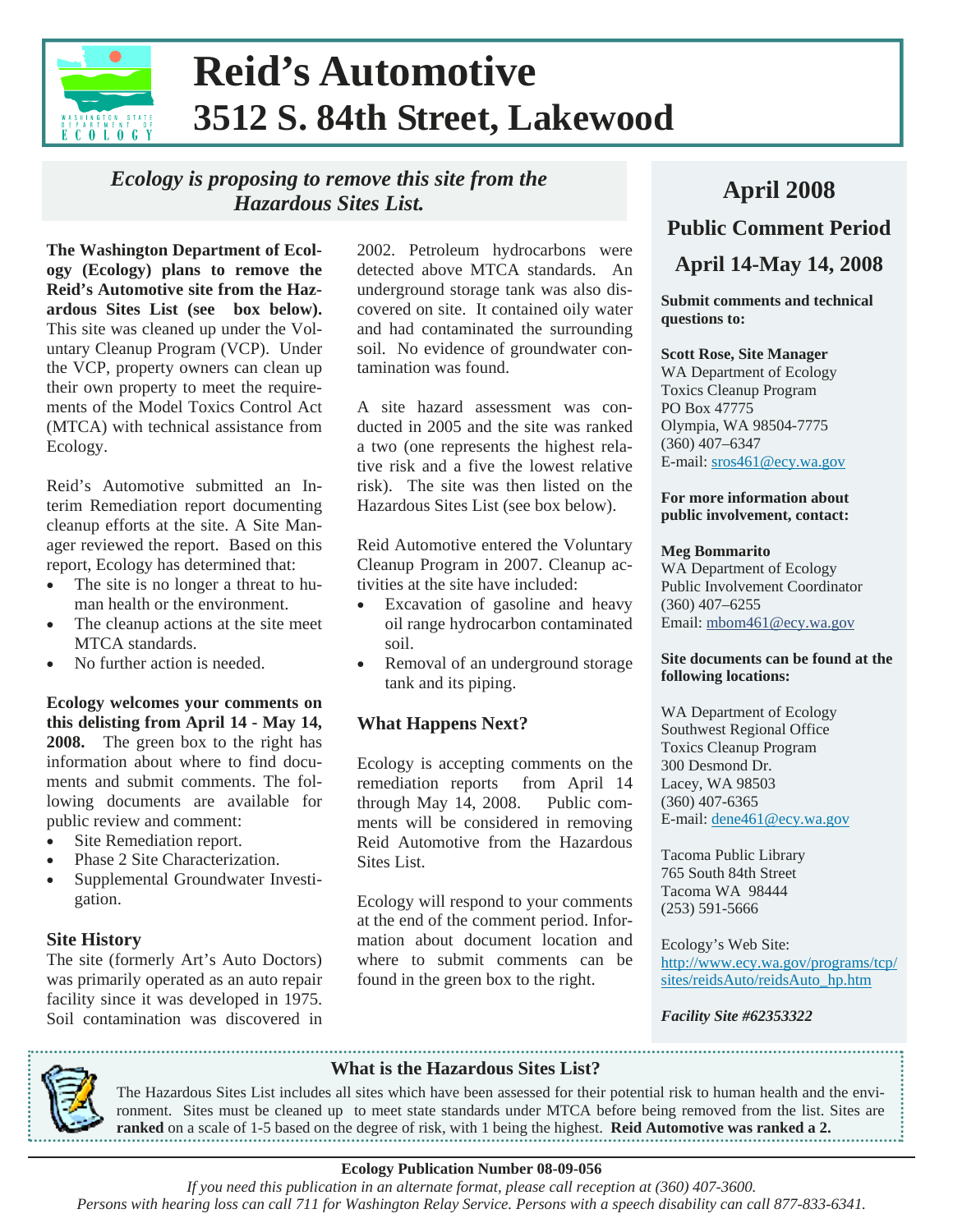# Reid's Automotive
## 3512 S. 84th Street, Lakewood

*Ecology is proposing to remove this site from the Hazardous Sites List.*

**The Washington Department of Ecology (Ecology) plans to remove the Reid's Automotive site from the Hazardous Sites List (see box below).** This site was cleaned up under the Voluntary Cleanup Program (VCP). Under the VCP, property owners can clean up their own property to meet the requirements of the Model Toxics Control Act (MTCA) with technical assistance from Ecology.

Reid's Automotive submitted an Interim Remediation report documenting cleanup efforts at the site. A Site Manager reviewed the report. Based on this report, Ecology has determined that:

- The site is no longer a threat to human health or the environment.
- The cleanup actions at the site meet MTCA standards.
- No further action is needed.

**Ecology welcomes your comments on this delisting from April 14 - May 14, 2008.** The green box to the right has information about where to find documents and submit comments. The following documents are available for public review and comment:

- Site Remediation report.
- Phase 2 Site Characterization.
- Supplemental Groundwater Investigation.

### Site History

The site (formerly Art's Auto Doctors) was primarily operated as an auto repair facility since it was developed in 1975. Soil contamination was discovered in 2002. Petroleum hydrocarbons were detected above MTCA standards. An underground storage tank was also discovered on site. It contained oily water and had contaminated the surrounding soil. No evidence of groundwater contamination was found.

A site hazard assessment was conducted in 2005 and the site was ranked a two (one represents the highest relative risk and a five the lowest relative risk). The site was then listed on the Hazardous Sites List (see box below).

Reid Automotive entered the Voluntary Cleanup Program in 2007. Cleanup activities at the site have included:

- Excavation of gasoline and heavy oil range hydrocarbon contaminated soil.
- Removal of an underground storage tank and its piping.

### What Happens Next?

Ecology is accepting comments on the remediation reports from April 14 through May 14, 2008. Public comments will be considered in removing Reid Automotive from the Hazardous Sites List.

Ecology will respond to your comments at the end of the comment period. Information about document location and where to submit comments can be found in the green box to the right.

## April 2008
### Public Comment Period
### April 14-May 14, 2008

**Submit comments and technical questions to:**

**Scott Rose, Site Manager**
WA Department of Ecology
Toxics Cleanup Program
PO Box 47775
Olympia, WA 98504-7775
(360) 407–6347
E-mail: sros461@ecy.wa.gov

**For more information about public involvement, contact:**

**Meg Bommarito**
WA Department of Ecology
Public Involvement Coordinator
(360) 407–6255
Email: mbom461@ecy.wa.gov

**Site documents can be found at the following locations:**

WA Department of Ecology
Southwest Regional Office
Toxics Cleanup Program
300 Desmond Dr.
Lacey, WA 98503
(360) 407-6365
E-mail: dene461@ecy.wa.gov

Tacoma Public Library
765 South 84th Street
Tacoma WA 98444
(253) 591-5666

Ecology's Web Site:
http://www.ecy.wa.gov/programs/tcp/sites/reidsAuto/reidsAuto_hp.htm

***Facility Site #62353322***

### What is the Hazardous Sites List?

The Hazardous Sites List includes all sites which have been assessed for their potential risk to human health and the environment. Sites must be cleaned up to meet state standards under MTCA before being removed from the list. Sites are **ranked** on a scale of 1-5 based on the degree of risk, with 1 being the highest. **Reid Automotive was ranked a 2.**

**Ecology Publication Number 08-09-056**

*If you need this publication in an alternate format, please call reception at (360) 407-3600. Persons with hearing loss can call 711 for Washington Relay Service. Persons with a speech disability can call 877-833-6341.*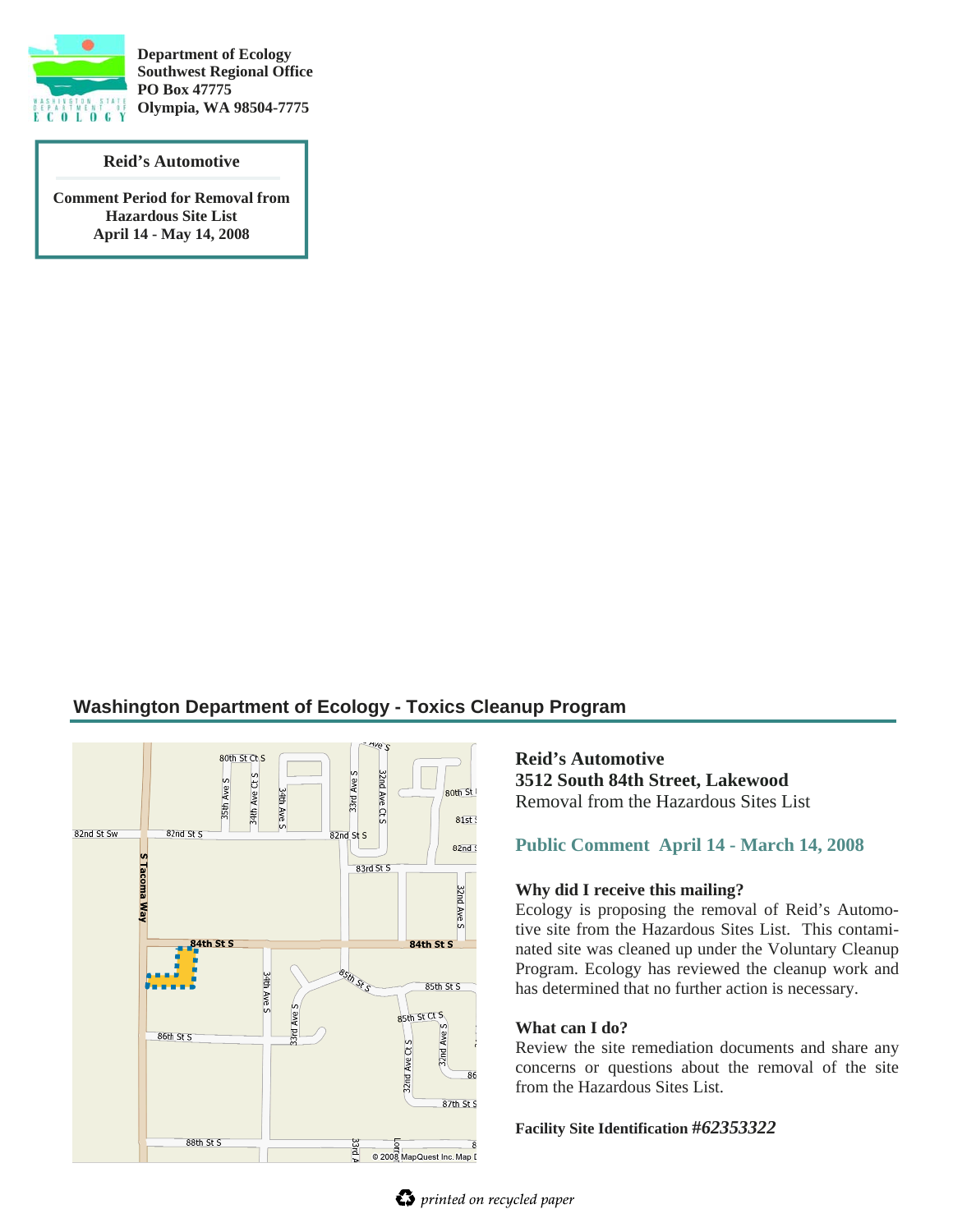**Department of Ecology**
**Southwest Regional Office**
**PO Box 47775**
**Olympia, WA 98504-7775**

**Reid's Automotive**

**Comment Period for Removal from Hazardous Site List**
**April 14 - May 14, 2008**

## Washington Department of Ecology - Toxics Cleanup Program

80th St Ct S
35th Ave S
34th Ave Ct S
34th Ave S
33rd Ave S
32nd Ave Ct S
80th St
81st
82nd St Sw
82nd St S
82nd St S
82nd
83rd St S
S Tacoma Way
32nd Ave S
84th St S
84th St S
85th St S
85th St S
34th Ave S
33rd Ave S
85th St Ct S
32nd Ave S
86th St S
32nd Ave Ct S
86
87th St S
88th St S
33rd
© 2008 MapQuest Inc. Map

**Reid's Automotive**
**3512 South 84th Street, Lakewood**
Removal from the Hazardous Sites List

### Public Comment April 14 - March 14, 2008

**Why did I receive this mailing?**
Ecology is proposing the removal of Reid's Automotive site from the Hazardous Sites List. This contaminated site was cleaned up under the Voluntary Cleanup Program. Ecology has reviewed the cleanup work and has determined that no further action is necessary.

**What can I do?**
Review the site remediation documents and share any concerns or questions about the removal of the site from the Hazardous Sites List.

**Facility Site Identification *#62353322***

printed on recycled paper